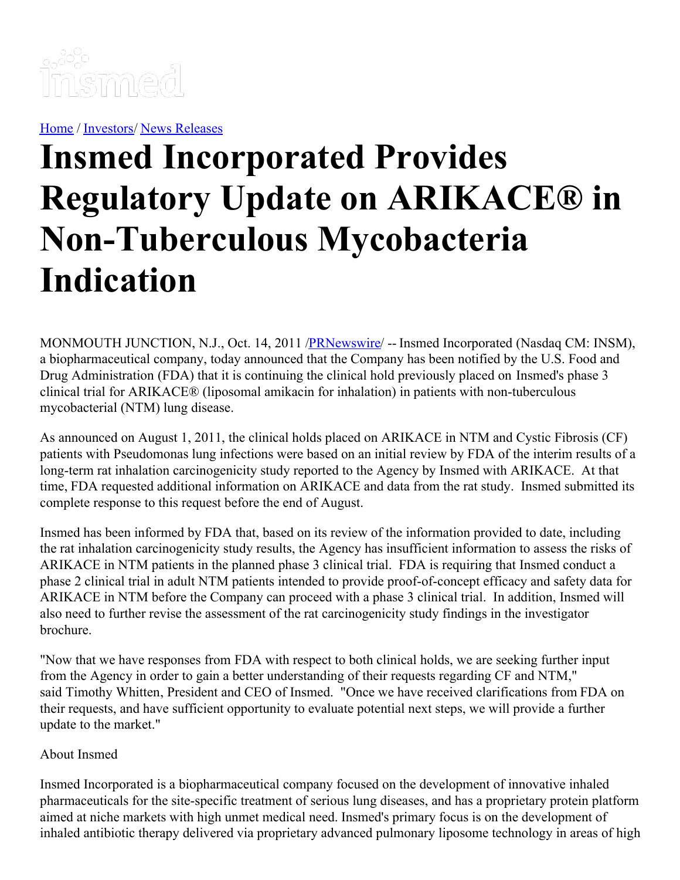[Home](#) / [Investors](#)/ [News Releases](#)

# Insmed Incorporated Provides Regulatory Update on ARIKACE® in Non-Tuberculous Mycobacteria Indication

MONMOUTH JUNCTION, N.J., Oct. 14, 2011 /[PRNewswire](#)/ -- Insmed Incorporated (Nasdaq CM: INSM), a biopharmaceutical company, today announced that the Company has been notified by the U.S. Food and Drug Administration (FDA) that it is continuing the clinical hold previously placed on Insmed's phase 3 clinical trial for ARIKACE® (liposomal amikacin for inhalation) in patients with non-tuberculous mycobacterial (NTM) lung disease.

As announced on August 1, 2011, the clinical holds placed on ARIKACE in NTM and Cystic Fibrosis (CF) patients with Pseudomonas lung infections were based on an initial review by FDA of the interim results of a long-term rat inhalation carcinogenicity study reported to the Agency by Insmed with ARIKACE. At that time, FDA requested additional information on ARIKACE and data from the rat study. Insmed submitted its complete response to this request before the end of August.

Insmed has been informed by FDA that, based on its review of the information provided to date, including the rat inhalation carcinogenicity study results, the Agency has insufficient information to assess the risks of ARIKACE in NTM patients in the planned phase 3 clinical trial. FDA is requiring that Insmed conduct a phase 2 clinical trial in adult NTM patients intended to provide proof-of-concept efficacy and safety data for ARIKACE in NTM before the Company can proceed with a phase 3 clinical trial. In addition, Insmed will also need to further revise the assessment of the rat carcinogenicity study findings in the investigator brochure.

"Now that we have responses from FDA with respect to both clinical holds, we are seeking further input from the Agency in order to gain a better understanding of their requests regarding CF and NTM," said Timothy Whitten, President and CEO of Insmed. "Once we have received clarifications from FDA on their requests, and have sufficient opportunity to evaluate potential next steps, we will provide a further update to the market."

About Insmed

Insmed Incorporated is a biopharmaceutical company focused on the development of innovative inhaled pharmaceuticals for the site-specific treatment of serious lung diseases, and has a proprietary protein platform aimed at niche markets with high unmet medical need. Insmed's primary focus is on the development of inhaled antibiotic therapy delivered via proprietary advanced pulmonary liposome technology in areas of high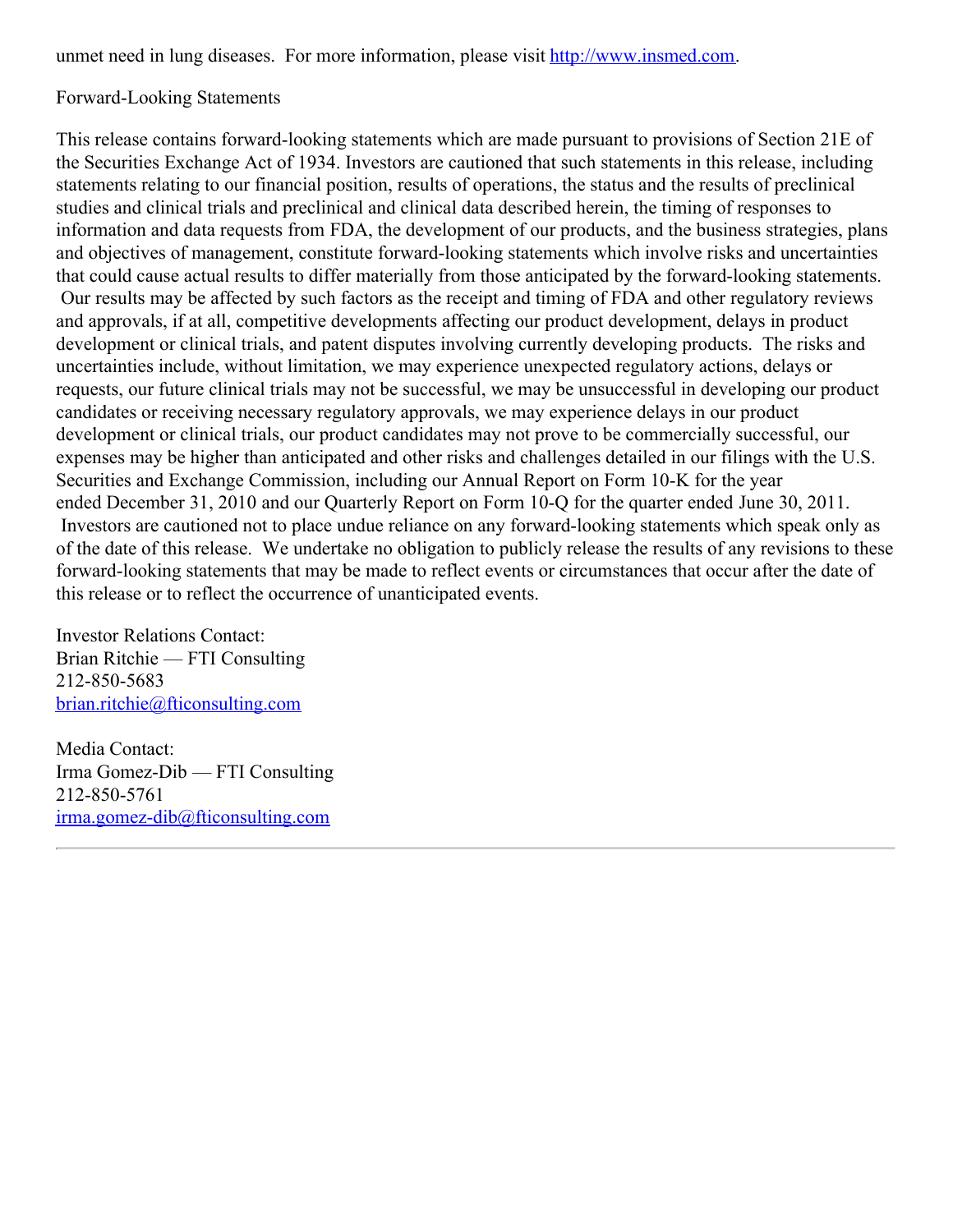unmet need in lung diseases. For more information, please visit [http://www.insmed.com](http://www.insmed.com).

Forward-Looking Statements

This release contains forward-looking statements which are made pursuant to provisions of Section 21E of the Securities Exchange Act of 1934. Investors are cautioned that such statements in this release, including statements relating to our financial position, results of operations, the status and the results of preclinical studies and clinical trials and preclinical and clinical data described herein, the timing of responses to information and data requests from FDA, the development of our products, and the business strategies, plans and objectives of management, constitute forward-looking statements which involve risks and uncertainties that could cause actual results to differ materially from those anticipated by the forward-looking statements. Our results may be affected by such factors as the receipt and timing of FDA and other regulatory reviews and approvals, if at all, competitive developments affecting our product development, delays in product development or clinical trials, and patent disputes involving currently developing products. The risks and uncertainties include, without limitation, we may experience unexpected regulatory actions, delays or requests, our future clinical trials may not be successful, we may be unsuccessful in developing our product candidates or receiving necessary regulatory approvals, we may experience delays in our product development or clinical trials, our product candidates may not prove to be commercially successful, our expenses may be higher than anticipated and other risks and challenges detailed in our filings with the U.S. Securities and Exchange Commission, including our Annual Report on Form 10-K for the year ended December 31, 2010 and our Quarterly Report on Form 10-Q for the quarter ended June 30, 2011. Investors are cautioned not to place undue reliance on any forward-looking statements which speak only as of the date of this release. We undertake no obligation to publicly release the results of any revisions to these forward-looking statements that may be made to reflect events or circumstances that occur after the date of this release or to reflect the occurrence of unanticipated events.

Investor Relations Contact:
Brian Ritchie — FTI Consulting
212-850-5683
[brian.ritchie@fticonsulting.com](mailto:brian.ritchie@fticonsulting.com)

Media Contact:
Irma Gomez-Dib — FTI Consulting
212-850-5761
[irma.gomez-dib@fticonsulting.com](mailto:irma.gomez-dib@fticonsulting.com)

---